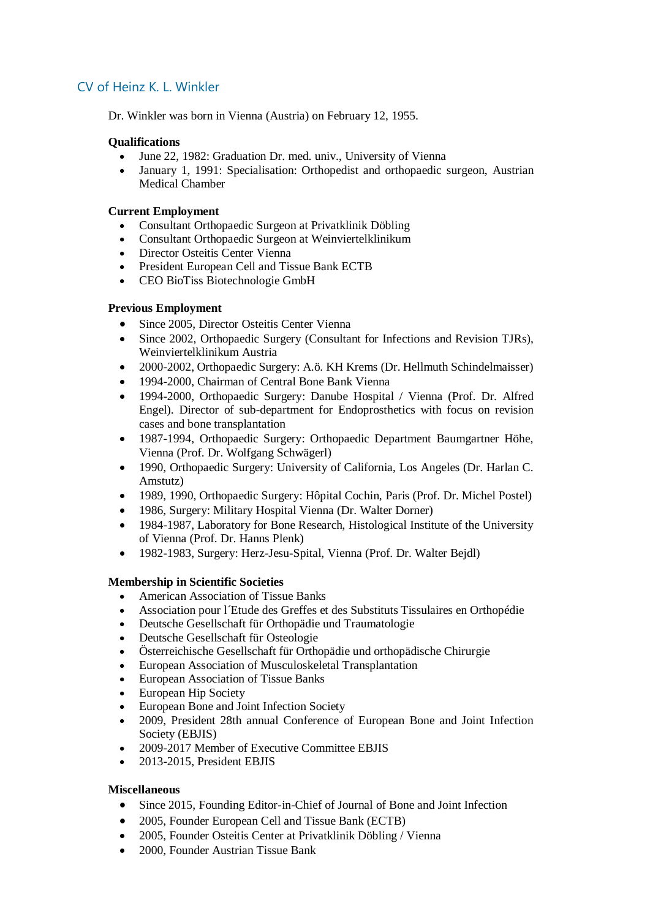# CV of Heinz K. L. Winkler

Dr. Winkler was born in Vienna (Austria) on February 12, 1955.

**Qualifications**

- June 22, 1982: Graduation Dr. med. univ., University of Vienna
- January 1, 1991: Specialisation: Orthopedist and orthopaedic surgeon, Austrian Medical Chamber

**Current Employment**

- Consultant Orthopaedic Surgeon at Privatklinik Döbling
- Consultant Orthopaedic Surgeon at Weinviertelklinikum
- Director Osteitis Center Vienna
- President European Cell and Tissue Bank ECTB
- CEO BioTiss Biotechnologie GmbH

**Previous Employment**

- Since 2005, Director Osteitis Center Vienna
- Since 2002, Orthopaedic Surgery (Consultant for Infections and Revision TJRs), Weinviertelklinikum Austria
- 2000-2002, Orthopaedic Surgery: A.ö. KH Krems (Dr. Hellmuth Schindelmaisser)
- 1994-2000, Chairman of Central Bone Bank Vienna
- 1994-2000, Orthopaedic Surgery: Danube Hospital / Vienna (Prof. Dr. Alfred Engel). Director of sub-department for Endoprosthetics with focus on revision cases and bone transplantation
- 1987-1994, Orthopaedic Surgery: Orthopaedic Department Baumgartner Höhe, Vienna (Prof. Dr. Wolfgang Schwägerl)
- 1990, Orthopaedic Surgery: University of California, Los Angeles (Dr. Harlan C. Amstutz)
- 1989, 1990, Orthopaedic Surgery: Hôpital Cochin, Paris (Prof. Dr. Michel Postel)
- 1986, Surgery: Military Hospital Vienna (Dr. Walter Dorner)
- 1984-1987, Laboratory for Bone Research, Histological Institute of the University of Vienna (Prof. Dr. Hanns Plenk)
- 1982-1983, Surgery: Herz-Jesu-Spital, Vienna (Prof. Dr. Walter Bejdl)

**Membership in Scientific Societies**

- American Association of Tissue Banks
- Association pour l´Etude des Greffes et des Substituts Tissulaires en Orthopédie
- Deutsche Gesellschaft für Orthopädie und Traumatologie
- Deutsche Gesellschaft für Osteologie
- Österreichische Gesellschaft für Orthopädie und orthopädische Chirurgie
- European Association of Musculoskeletal Transplantation
- European Association of Tissue Banks
- European Hip Society
- European Bone and Joint Infection Society
- 2009, President 28th annual Conference of European Bone and Joint Infection Society (EBJIS)
- 2009-2017 Member of Executive Committee EBJIS
- 2013-2015, President EBJIS

**Miscellaneous**

- Since 2015, Founding Editor-in-Chief of Journal of Bone and Joint Infection
- 2005, Founder European Cell and Tissue Bank (ECTB)
- 2005, Founder Osteitis Center at Privatklinik Döbling / Vienna
- 2000, Founder Austrian Tissue Bank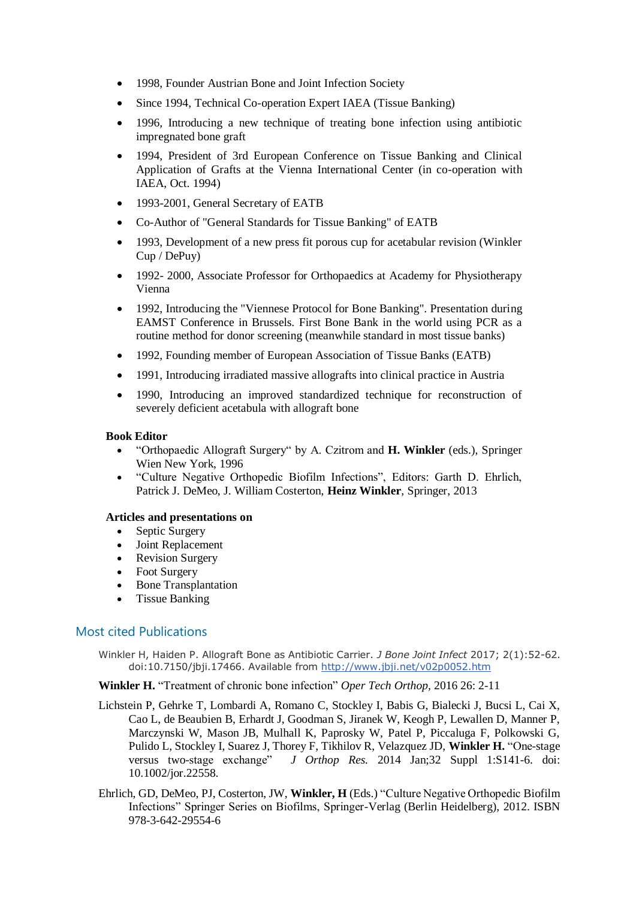- 1998, Founder Austrian Bone and Joint Infection Society
- Since 1994, Technical Co-operation Expert IAEA (Tissue Banking)
- 1996, Introducing a new technique of treating bone infection using antibiotic impregnated bone graft
- 1994, President of 3rd European Conference on Tissue Banking and Clinical Application of Grafts at the Vienna International Center (in co-operation with IAEA, Oct. 1994)
- 1993-2001, General Secretary of EATB
- Co-Author of "General Standards for Tissue Banking" of EATB
- 1993, Development of a new press fit porous cup for acetabular revision (Winkler Cup / DePuy)
- 1992- 2000, Associate Professor for Orthopaedics at Academy for Physiotherapy Vienna
- 1992, Introducing the "Viennese Protocol for Bone Banking". Presentation during EAMST Conference in Brussels. First Bone Bank in the world using PCR as a routine method for donor screening (meanwhile standard in most tissue banks)
- 1992, Founding member of European Association of Tissue Banks (EATB)
- 1991, Introducing irradiated massive allografts into clinical practice in Austria
- 1990, Introducing an improved standardized technique for reconstruction of severely deficient acetabula with allograft bone

**Book Editor**

- "Orthopaedic Allograft Surgery" by A. Czitrom and **H. Winkler** (eds.), Springer Wien New York, 1996
- "Culture Negative Orthopedic Biofilm Infections", Editors: Garth D. Ehrlich, Patrick J. DeMeo, J. William Costerton, **Heinz Winkler**, Springer, 2013

**Articles and presentations on**

- Septic Surgery
- Joint Replacement
- Revision Surgery
- Foot Surgery
- Bone Transplantation
- Tissue Banking

## Most cited Publications

Winkler H, Haiden P. Allograft Bone as Antibiotic Carrier. *J Bone Joint Infect* 2017; 2(1):52-62. doi:10.7150/jbji.17466. Available from http://www.jbji.net/v02p0052.htm

**Winkler H.** "Treatment of chronic bone infection" *Oper Tech Orthop*, 2016 26: 2-11

Lichstein P, Gehrke T, Lombardi A, Romano C, Stockley I, Babis G, Bialecki J, Bucsi L, Cai X, Cao L, de Beaubien B, Erhardt J, Goodman S, Jiranek W, Keogh P, Lewallen D, Manner P, Marczynski W, Mason JB, Mulhall K, Paprosky W, Patel P, Piccaluga F, Polkowski G, Pulido L, Stockley I, Suarez J, Thorey F, Tikhilov R, Velazquez JD, **Winkler H.** "One-stage versus two-stage exchange" *J Orthop Res.* 2014 Jan;32 Suppl 1:S141-6. doi: 10.1002/jor.22558.

Ehrlich, GD, DeMeo, PJ, Costerton, JW, **Winkler, H** (Eds.) "Culture Negative Orthopedic Biofilm Infections" Springer Series on Biofilms, Springer-Verlag (Berlin Heidelberg), 2012. ISBN 978-3-642-29554-6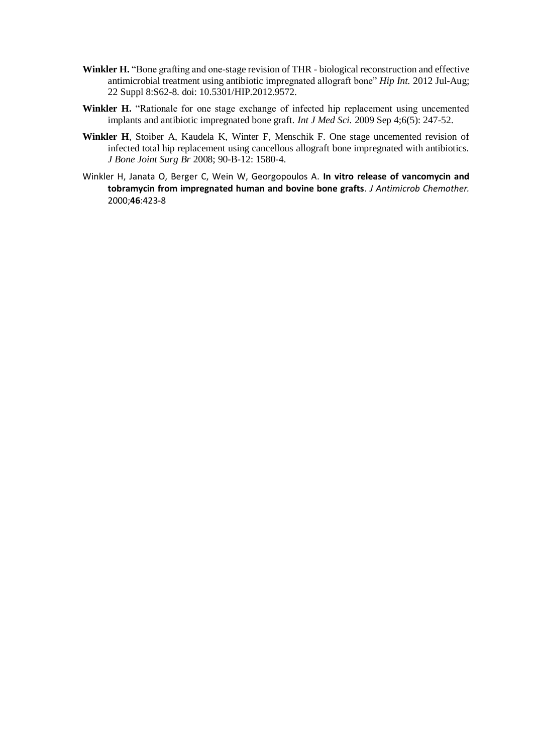**Winkler H.** "Bone grafting and one-stage revision of THR - biological reconstruction and effective antimicrobial treatment using antibiotic impregnated allograft bone" *Hip Int.* 2012 Jul-Aug; 22 Suppl 8:S62-8. doi: 10.5301/HIP.2012.9572.

**Winkler H.** "Rationale for one stage exchange of infected hip replacement using uncemented implants and antibiotic impregnated bone graft. *Int J Med Sci.* 2009 Sep 4;6(5): 247-52.

**Winkler H**, Stoiber A, Kaudela K, Winter F, Menschik F. One stage uncemented revision of infected total hip replacement using cancellous allograft bone impregnated with antibiotics. *J Bone Joint Surg Br* 2008; 90-B-12: 1580-4.

Winkler H, Janata O, Berger C, Wein W, Georgopoulos A. **In vitro release of vancomycin and tobramycin from impregnated human and bovine bone grafts**. *J Antimicrob Chemother.* 2000;**46**:423-8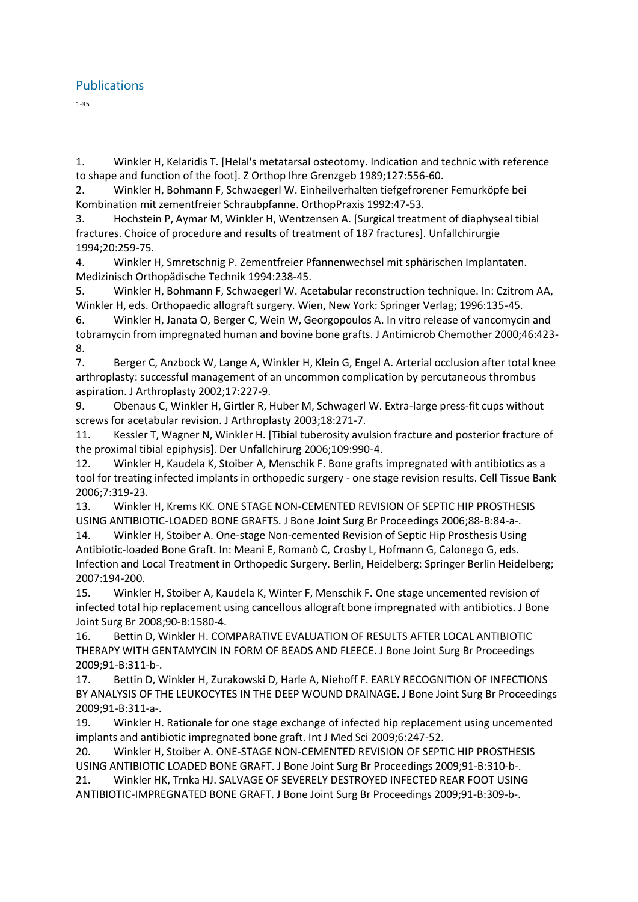## Publications

1-35

1. Winkler H, Kelaridis T. [Helal's metatarsal osteotomy. Indication and technic with reference to shape and function of the foot]. Z Orthop Ihre Grenzgeb 1989;127:556-60.
2. Winkler H, Bohmann F, Schwaegerl W. Einheilverhalten tiefgefrorener Femurköpfe bei Kombination mit zementfreier Schraubpfanne. OrthopPraxis 1992:47-53.
3. Hochstein P, Aymar M, Winkler H, Wentzensen A. [Surgical treatment of diaphyseal tibial fractures. Choice of procedure and results of treatment of 187 fractures]. Unfallchirurgie 1994;20:259-75.
4. Winkler H, Smretschnig P. Zementfreier Pfannenwechsel mit sphärischen Implantaten. Medizinisch Orthopädische Technik 1994:238-45.
5. Winkler H, Bohmann F, Schwaegerl W. Acetabular reconstruction technique. In: Czitrom AA, Winkler H, eds. Orthopaedic allograft surgery. Wien, New York: Springer Verlag; 1996:135-45.
6. Winkler H, Janata O, Berger C, Wein W, Georgopoulos A. In vitro release of vancomycin and tobramycin from impregnated human and bovine bone grafts. J Antimicrob Chemother 2000;46:423-8.
7. Berger C, Anzbock W, Lange A, Winkler H, Klein G, Engel A. Arterial occlusion after total knee arthroplasty: successful management of an uncommon complication by percutaneous thrombus aspiration. J Arthroplasty 2002;17:227-9.
9. Obenaus C, Winkler H, Girtler R, Huber M, Schwagerl W. Extra-large press-fit cups without screws for acetabular revision. J Arthroplasty 2003;18:271-7.
11. Kessler T, Wagner N, Winkler H. [Tibial tuberosity avulsion fracture and posterior fracture of the proximal tibial epiphysis]. Der Unfallchirurg 2006;109:990-4.
12. Winkler H, Kaudela K, Stoiber A, Menschik F. Bone grafts impregnated with antibiotics as a tool for treating infected implants in orthopedic surgery - one stage revision results. Cell Tissue Bank 2006;7:319-23.
13. Winkler H, Krems KK. ONE STAGE NON-CEMENTED REVISION OF SEPTIC HIP PROSTHESIS USING ANTIBIOTIC-LOADED BONE GRAFTS. J Bone Joint Surg Br Proceedings 2006;88-B:84-a-.
14. Winkler H, Stoiber A. One-stage Non-cemented Revision of Septic Hip Prosthesis Using Antibiotic-loaded Bone Graft. In: Meani E, Romanò C, Crosby L, Hofmann G, Calonego G, eds. Infection and Local Treatment in Orthopedic Surgery. Berlin, Heidelberg: Springer Berlin Heidelberg; 2007:194-200.
15. Winkler H, Stoiber A, Kaudela K, Winter F, Menschik F. One stage uncemented revision of infected total hip replacement using cancellous allograft bone impregnated with antibiotics. J Bone Joint Surg Br 2008;90-B:1580-4.
16. Bettin D, Winkler H. COMPARATIVE EVALUATION OF RESULTS AFTER LOCAL ANTIBIOTIC THERAPY WITH GENTAMYCIN IN FORM OF BEADS AND FLEECE. J Bone Joint Surg Br Proceedings 2009;91-B:311-b-.
17. Bettin D, Winkler H, Zurakowski D, Harle A, Niehoff F. EARLY RECOGNITION OF INFECTIONS BY ANALYSIS OF THE LEUKOCYTES IN THE DEEP WOUND DRAINAGE. J Bone Joint Surg Br Proceedings 2009;91-B:311-a-.
19. Winkler H. Rationale for one stage exchange of infected hip replacement using uncemented implants and antibiotic impregnated bone graft. Int J Med Sci 2009;6:247-52.
20. Winkler H, Stoiber A. ONE-STAGE NON-CEMENTED REVISION OF SEPTIC HIP PROSTHESIS USING ANTIBIOTIC LOADED BONE GRAFT. J Bone Joint Surg Br Proceedings 2009;91-B:310-b-.
21. Winkler HK, Trnka HJ. SALVAGE OF SEVERELY DESTROYED INFECTED REAR FOOT USING ANTIBIOTIC-IMPREGNATED BONE GRAFT. J Bone Joint Surg Br Proceedings 2009;91-B:309-b-.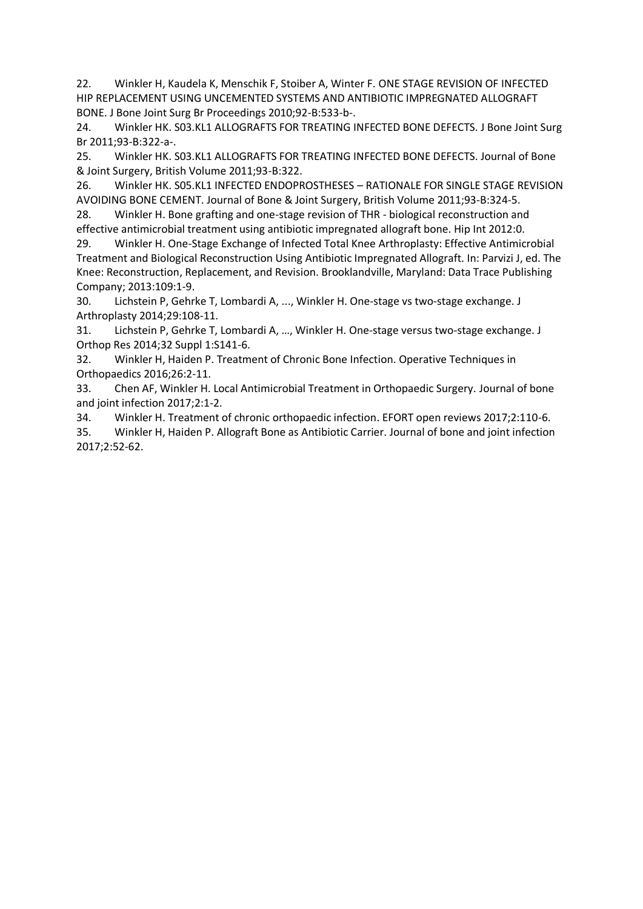22. Winkler H, Kaudela K, Menschik F, Stoiber A, Winter F. ONE STAGE REVISION OF INFECTED HIP REPLACEMENT USING UNCEMENTED SYSTEMS AND ANTIBIOTIC IMPREGNATED ALLOGRAFT BONE. J Bone Joint Surg Br Proceedings 2010;92-B:533-b-.

24. Winkler HK. S03.KL1 ALLOGRAFTS FOR TREATING INFECTED BONE DEFECTS. J Bone Joint Surg Br 2011;93-B:322-a-.

25. Winkler HK. S03.KL1 ALLOGRAFTS FOR TREATING INFECTED BONE DEFECTS. Journal of Bone & Joint Surgery, British Volume 2011;93-B:322.

26. Winkler HK. S05.KL1 INFECTED ENDOPROSTHESES – RATIONALE FOR SINGLE STAGE REVISION AVOIDING BONE CEMENT. Journal of Bone & Joint Surgery, British Volume 2011;93-B:324-5.

28. Winkler H. Bone grafting and one-stage revision of THR - biological reconstruction and effective antimicrobial treatment using antibiotic impregnated allograft bone. Hip Int 2012:0.

29. Winkler H. One-Stage Exchange of Infected Total Knee Arthroplasty: Effective Antimicrobial Treatment and Biological Reconstruction Using Antibiotic Impregnated Allograft. In: Parvizi J, ed. The Knee: Reconstruction, Replacement, and Revision. Brooklandville, Maryland: Data Trace Publishing Company; 2013:109:1-9.

30. Lichstein P, Gehrke T, Lombardi A, ..., Winkler H. One-stage vs two-stage exchange. J Arthroplasty 2014;29:108-11.

31. Lichstein P, Gehrke T, Lombardi A, …, Winkler H. One-stage versus two-stage exchange. J Orthop Res 2014;32 Suppl 1:S141-6.

32. Winkler H, Haiden P. Treatment of Chronic Bone Infection. Operative Techniques in Orthopaedics 2016;26:2-11.

33. Chen AF, Winkler H. Local Antimicrobial Treatment in Orthopaedic Surgery. Journal of bone and joint infection 2017;2:1-2.

34. Winkler H. Treatment of chronic orthopaedic infection. EFORT open reviews 2017;2:110-6.

35. Winkler H, Haiden P. Allograft Bone as Antibiotic Carrier. Journal of bone and joint infection 2017;2:52-62.